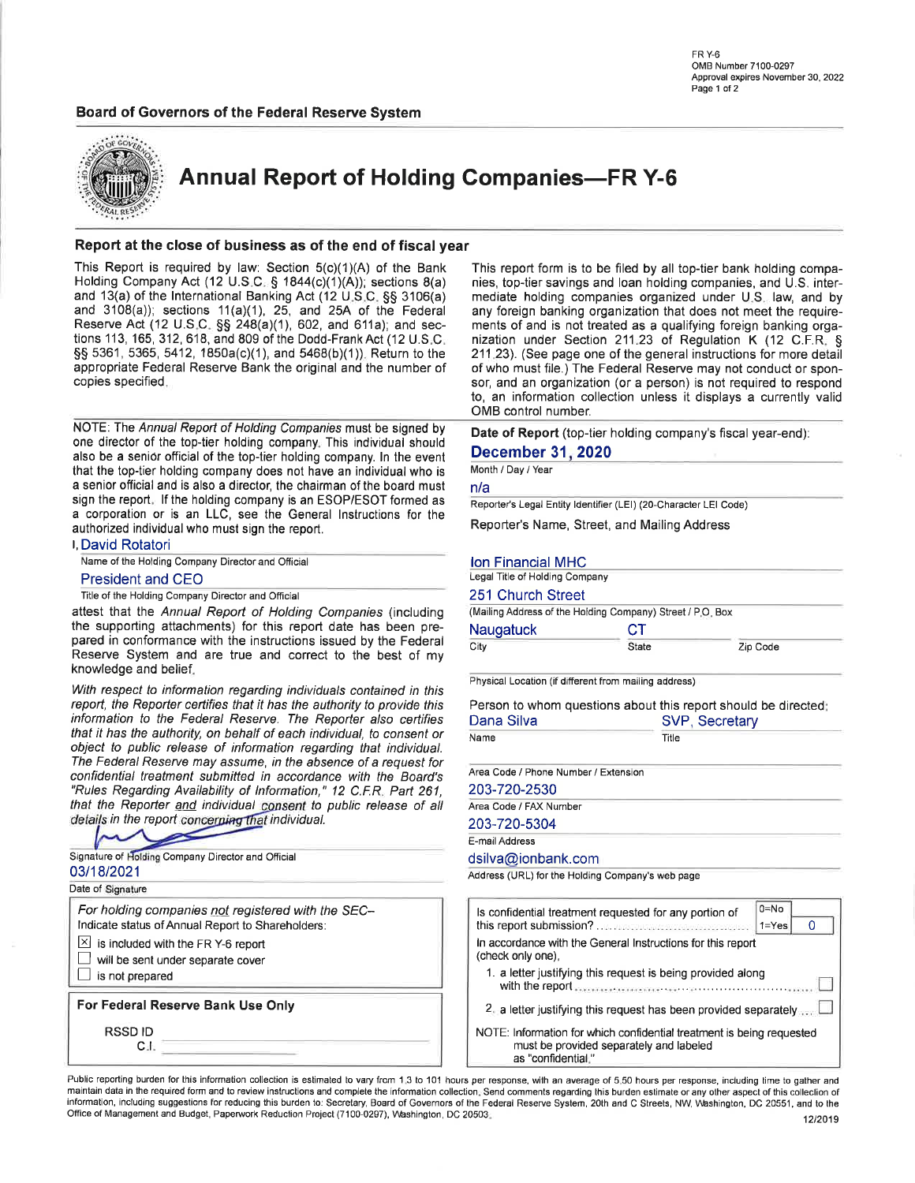FR Y-6
OMB Number 7100-0297
Approval expires November 30, 2022

**Board of Governors of the Federal Reserve System**

# Annual Report of Holding Companies—FR Y-6

## Report at the close of business as of the end of fiscal year

This Report is required by law: Section 5(c)(1)(A) of the Bank Holding Company Act (12 U.S.C. § 1844(c)(1)(A)); sections 8(a) and 13(a) of the International Banking Act (12 U.S.C. §§ 3106(a) and 3108(a)); sections 11(a)(1), 25, and 25A of the Federal Reserve Act (12 U.S.C. §§ 248(a)(1), 602, and 611a); and sections 113, 165, 312, 618, and 809 of the Dodd-Frank Act (12 U.S.C. §§ 5361, 5365, 5412, 1850a(c)(1), and 5468(b)(1)). Return to the appropriate Federal Reserve Bank the original and the number of copies specified.

This report form is to be filed by all top-tier bank holding companies, top-tier savings and loan holding companies, and U.S. intermediate holding companies organized under U.S. law, and by any foreign banking organization that does not meet the requirements of and is not treated as a qualifying foreign banking organization under Section 211.23 of Regulation K (12 C.F.R. § 211.23). (See page one of the general instructions for more detail of who must file.) The Federal Reserve may not conduct or sponsor, and an organization (or a person) is not required to respond to, an information collection unless it displays a currently valid OMB control number.

NOTE: The *Annual Report of Holding Companies* must be signed by one director of the top-tier holding company. This individual should also be a senior official of the top-tier holding company. In the event that the top-tier holding company does not have an individual who is a senior official and is also a director, the chairman of the board must sign the report. If the holding company is an ESOP/ESOT formed as a corporation or is an LLC, see the General Instructions for the authorized individual who must sign the report.

I, David Rotatori
Name of the Holding Company Director and Official

President and CEO
Title of the Holding Company Director and Official

attest that the *Annual Report of Holding Companies* (including the supporting attachments) for this report date has been prepared in conformance with the instructions issued by the Federal Reserve System and are true and correct to the best of my knowledge and belief.

*With respect to information regarding individuals contained in this report, the Reporter certifies that it has the authority to provide this information to the Federal Reserve. The Reporter also certifies that it has the authority, on behalf of each individual, to consent or object to public release of information regarding that individual. The Federal Reserve may assume, in the absence of a request for confidential treatment submitted in accordance with the Board's "Rules Regarding Availability of Information," 12 C.F.R. Part 261, that the Reporter and individual consent to public release of all details in the report concerning that individual.*

[Signature]
Signature of Holding Company Director and Official

03/18/2021
Date of Signature

*For holding companies not registered with the SEC–*
Indicate status of Annual Report to Shareholders:

- [x] is included with the FR Y-6 report
- [ ] will be sent under separate cover
- [ ] is not prepared

**For Federal Reserve Bank Use Only**

RSSD ID
C.I.

**Date of Report** (top-tier holding company's fiscal year-end):
**December 31, 2020**
Month / Day / Year

n/a
Reporter's Legal Entity Identifier (LEI) (20-Character LEI Code)

Reporter's Name, Street, and Mailing Address

Ion Financial MHC
Legal Title of Holding Company

251 Church Street
(Mailing Address of the Holding Company) Street / P.O. Box

| Naugatuck | CT | |
|---|---|---|
| City | State | Zip Code |

Physical Location (if different from mailing address)

Person to whom questions about this report should be directed:

| Dana Silva | SVP, Secretary |
|---|---|
| Name | Title |

Area Code / Phone Number / Extension
203-720-2530

Area Code / FAX Number
203-720-5304

E-mail Address
dsilva@ionbank.com

Address (URL) for the Holding Company's web page

Is confidential treatment requested for any portion of this report submission? (0=No, 1=Yes) 0

In accordance with the General Instructions for this report (check only one),

1. a letter justifying this request is being provided along with the report [ ]
2. a letter justifying this request has been provided separately [ ]

NOTE: Information for which confidential treatment is being requested must be provided separately and labeled as "confidential."

Public reporting burden for this information collection is estimated to vary from 1.3 to 101 hours per response, with an average of 5.50 hours per response, including time to gather and maintain data in the required form and to review instructions and complete the information collection. Send comments regarding this burden estimate or any other aspect of this collection of information, including suggestions for reducing this burden to: Secretary, Board of Governors of the Federal Reserve System, 20th and C Streets, NW, Washington, DC 20551, and to the Office of Management and Budget, Paperwork Reduction Project (7100-0297), Washington, DC 20503.

12/2019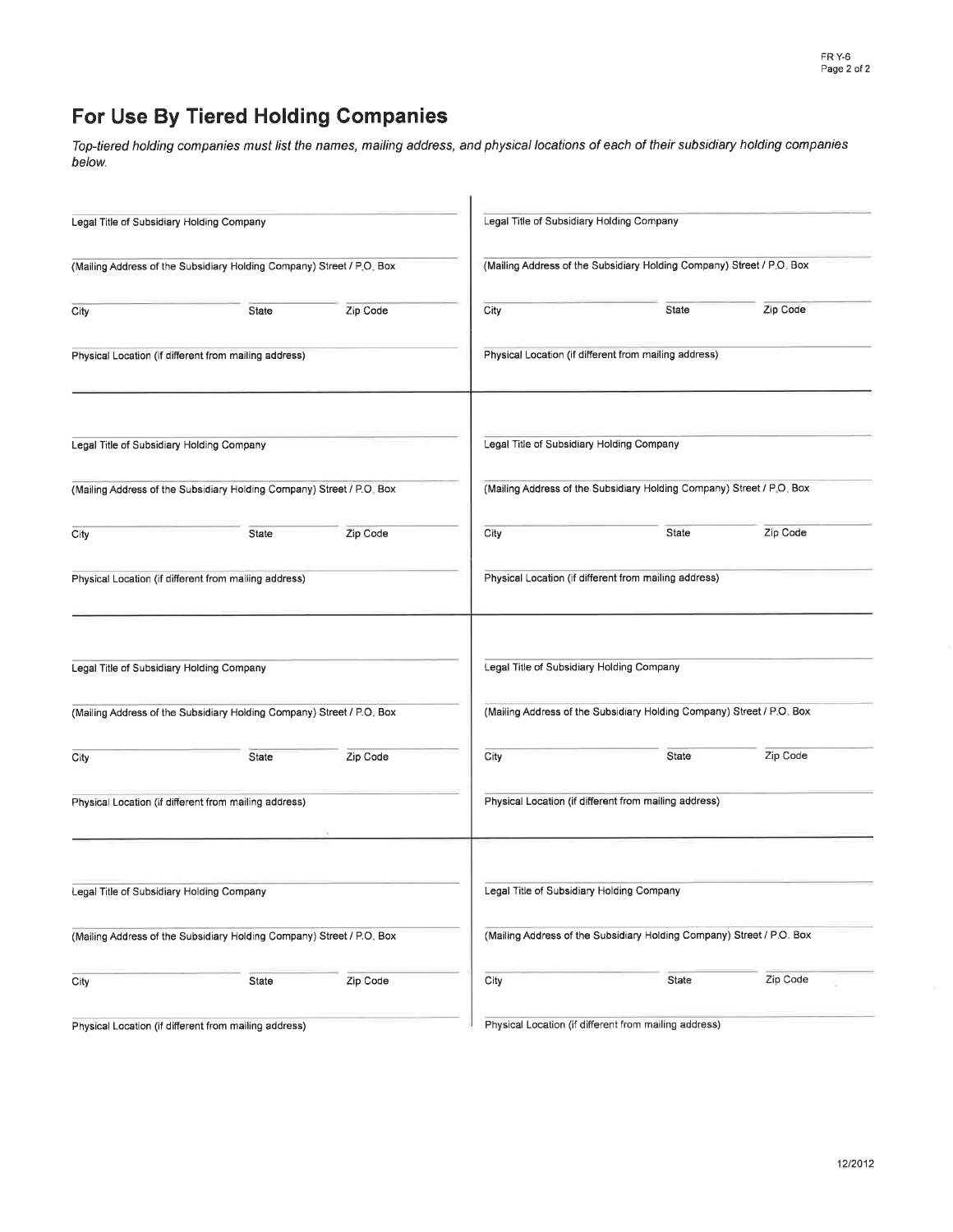## For Use By Tiered Holding Companies

*Top-tiered holding companies must list the names, mailing address, and physical locations of each of their subsidiary holding companies below.*

Legal Title of Subsidiary Holding Company

(Mailing Address of the Subsidiary Holding Company) Street / P.O. Box

City | State | Zip Code

Physical Location (if different from mailing address)

---

Legal Title of Subsidiary Holding Company

(Mailing Address of the Subsidiary Holding Company) Street / P.O. Box

City | State | Zip Code

Physical Location (if different from mailing address)

---

Legal Title of Subsidiary Holding Company

(Mailing Address of the Subsidiary Holding Company) Street / P.O. Box

City | State | Zip Code

Physical Location (if different from mailing address)

---

Legal Title of Subsidiary Holding Company

(Mailing Address of the Subsidiary Holding Company) Street / P.O. Box

City | State | Zip Code

Physical Location (if different from mailing address)

---

Legal Title of Subsidiary Holding Company

(Mailing Address of the Subsidiary Holding Company) Street / P.O. Box

City | State | Zip Code

Physical Location (if different from mailing address)

---

Legal Title of Subsidiary Holding Company

(Mailing Address of the Subsidiary Holding Company) Street / P.O. Box

City | State | Zip Code

Physical Location (if different from mailing address)

---

Legal Title of Subsidiary Holding Company

(Mailing Address of the Subsidiary Holding Company) Street / P.O. Box

City | State | Zip Code

Physical Location (if different from mailing address)

---

Legal Title of Subsidiary Holding Company

(Mailing Address of the Subsidiary Holding Company) Street / P.O. Box

City | State | Zip Code

Physical Location (if different from mailing address)

12/2012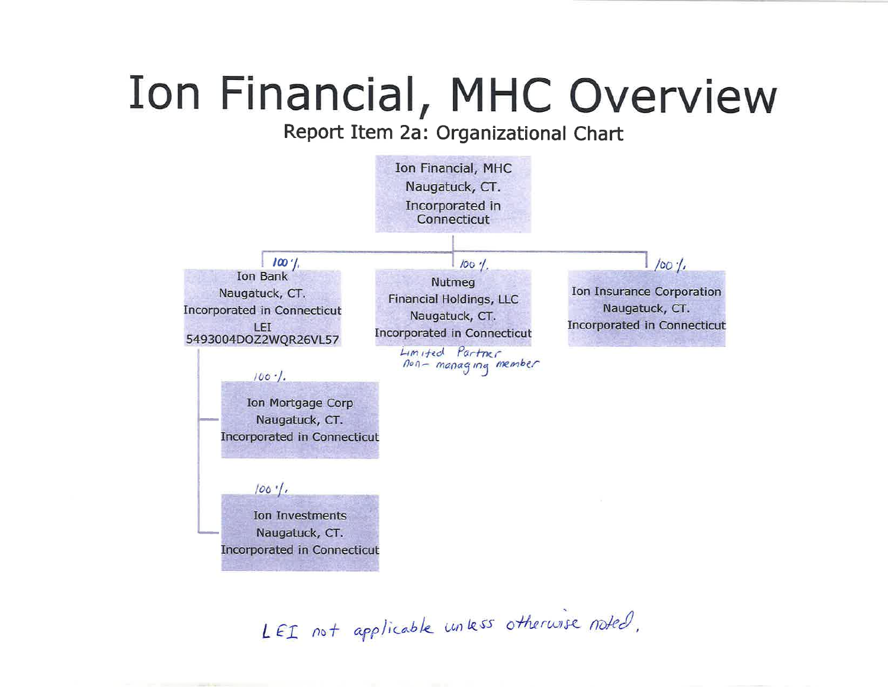# Ion Financial, MHC Overview

## Report Item 2a: Organizational Chart

**Ion Financial, MHC**
Naugatuck, CT.
Incorporated in Connecticut

- 100% — **Ion Bank**
  Naugatuck, CT.
  Incorporated in Connecticut
  LEI
  5493004DOZ2WQR26VL57
  - 100% — **Ion Mortgage Corp**
    Naugatuck, CT.
    Incorporated in Connecticut
  - 100% — **Ion Investments**
    Naugatuck, CT.
    Incorporated in Connecticut
- 100% — **Nutmeg Financial Holdings, LLC**
  Naugatuck, CT.
  Incorporated in Connecticut
  *Limited Partner non-managing member*
- 100% — **Ion Insurance Corporation**
  Naugatuck, CT.
  Incorporated in Connecticut

*LEI not applicable unless otherwise noted.*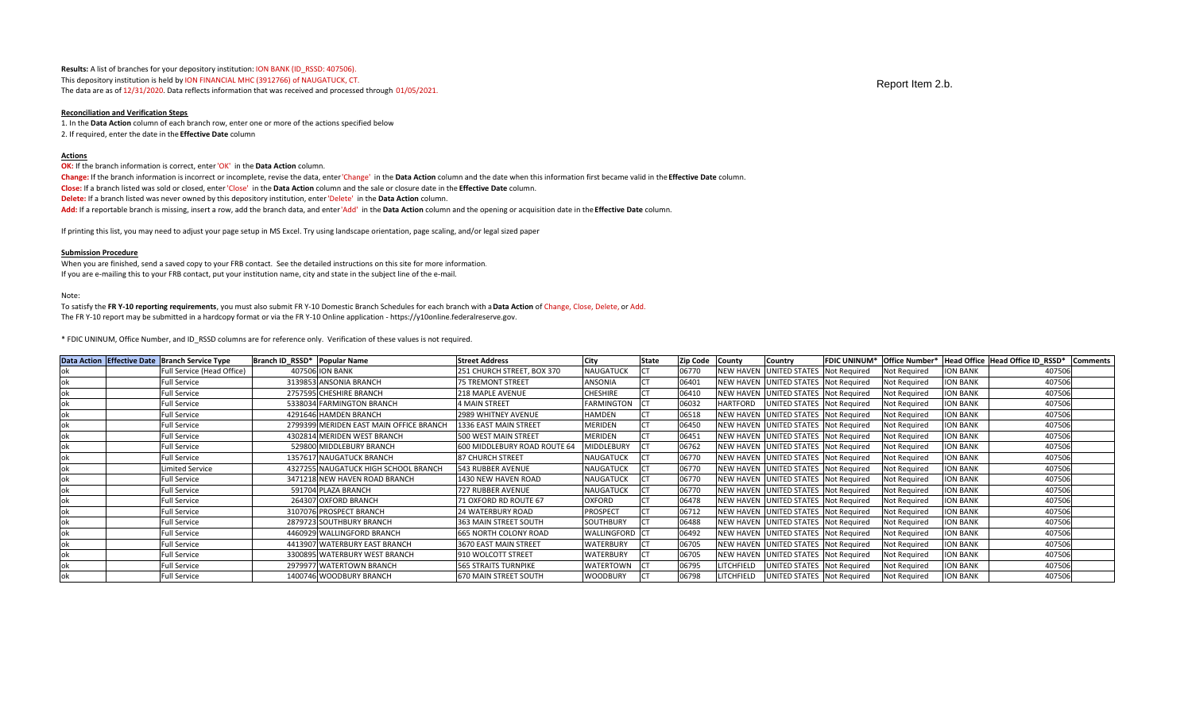Report Item 2.b.

**Results:** A list of branches for your depository institution: ION BANK (ID_RSSD: 407506).
This depository institution is held by ION FINANCIAL MHC (3912766) of NAUGATUCK, CT.
The data are as of 12/31/2020. Data reflects information that was received and processed through 01/05/2021.

**Reconciliation and Verification Steps**

1. In the **Data Action** column of each branch row, enter one or more of the actions specified below
2. If required, enter the date in the **Effective Date** column

**Actions**

**OK:** If the branch information is correct, enter 'OK' in the **Data Action** column.
**Change:** If the branch information is incorrect or incomplete, revise the data, enter 'Change' in the **Data Action** column and the date when this information first became valid in the **Effective Date** column.
**Close:** If a branch listed was sold or closed, enter 'Close' in the **Data Action** column and the sale or closure date in the **Effective Date** column.
**Delete:** If a branch listed was never owned by this depository institution, enter 'Delete' in the **Data Action** column.
**Add:** If a reportable branch is missing, insert a row, add the branch data, and enter 'Add' in the **Data Action** column and the opening or acquisition date in the **Effective Date** column.

If printing this list, you may need to adjust your page setup in MS Excel. Try using landscape orientation, page scaling, and/or legal sized paper

**Submission Procedure**

When you are finished, send a saved copy to your FRB contact. See the detailed instructions on this site for more information.
If you are e-mailing this to your FRB contact, put your institution name, city and state in the subject line of the e-mail.

Note:

To satisfy the **FR Y-10 reporting requirements**, you must also submit FR Y-10 Domestic Branch Schedules for each branch with a **Data Action** of Change, Close, Delete, or Add.
The FR Y-10 report may be submitted in a hardcopy format or via the FR Y-10 Online application - https://y10online.federalreserve.gov.

* FDIC UNINUM, Office Number, and ID_RSSD columns are for reference only. Verification of these values is not required.

| Data Action | Effective Date | Branch Service Type | Branch ID_RSSD* | Popular Name | Street Address | City | State | Zip Code | County | Country | FDIC UNINUM* | Office Number* | Head Office | Head Office ID_RSSD* | Comments |
|---|---|---|---|---|---|---|---|---|---|---|---|---|---|---|---|
| ok | | Full Service (Head Office) | 407506 | ION BANK | 251 CHURCH STREET, BOX 370 | NAUGATUCK | CT | 06770 | NEW HAVEN | UNITED STATES | Not Required | Not Required | ION BANK | 407506 | |
| ok | | Full Service | 3139853 | ANSONIA BRANCH | 75 TREMONT STREET | ANSONIA | CT | 06401 | NEW HAVEN | UNITED STATES | Not Required | Not Required | ION BANK | 407506 | |
| ok | | Full Service | 2757595 | CHESHIRE BRANCH | 218 MAPLE AVENUE | CHESHIRE | CT | 06410 | NEW HAVEN | UNITED STATES | Not Required | Not Required | ION BANK | 407506 | |
| ok | | Full Service | 5338034 | FARMINGTON BRANCH | 4 MAIN STREET | FARMINGTON | CT | 06032 | HARTFORD | UNITED STATES | Not Required | Not Required | ION BANK | 407506 | |
| ok | | Full Service | 4291646 | HAMDEN BRANCH | 2989 WHITNEY AVENUE | HAMDEN | CT | 06518 | NEW HAVEN | UNITED STATES | Not Required | Not Required | ION BANK | 407506 | |
| ok | | Full Service | 2799399 | MERIDEN EAST MAIN OFFICE BRANCH | 1336 EAST MAIN STREET | MERIDEN | CT | 06450 | NEW HAVEN | UNITED STATES | Not Required | Not Required | ION BANK | 407506 | |
| ok | | Full Service | 4302814 | MERIDEN WEST BRANCH | 500 WEST MAIN STREET | MERIDEN | CT | 06451 | NEW HAVEN | UNITED STATES | Not Required | Not Required | ION BANK | 407506 | |
| ok | | Full Service | 529800 | MIDDLEBURY BRANCH | 600 MIDDLEBURY ROAD ROUTE 64 | MIDDLEBURY | CT | 06762 | NEW HAVEN | UNITED STATES | Not Required | Not Required | ION BANK | 407506 | |
| ok | | Full Service | 1357617 | NAUGATUCK BRANCH | 87 CHURCH STREET | NAUGATUCK | CT | 06770 | NEW HAVEN | UNITED STATES | Not Required | Not Required | ION BANK | 407506 | |
| ok | | Limited Service | 4327255 | NAUGATUCK HIGH SCHOOL BRANCH | 543 RUBBER AVENUE | NAUGATUCK | CT | 06770 | NEW HAVEN | UNITED STATES | Not Required | Not Required | ION BANK | 407506 | |
| ok | | Full Service | 3471218 | NEW HAVEN ROAD BRANCH | 1430 NEW HAVEN ROAD | NAUGATUCK | CT | 06770 | NEW HAVEN | UNITED STATES | Not Required | Not Required | ION BANK | 407506 | |
| ok | | Full Service | 591704 | PLAZA BRANCH | 727 RUBBER AVENUE | NAUGATUCK | CT | 06770 | NEW HAVEN | UNITED STATES | Not Required | Not Required | ION BANK | 407506 | |
| ok | | Full Service | 264307 | OXFORD BRANCH | 71 OXFORD RD ROUTE 67 | OXFORD | CT | 06478 | NEW HAVEN | UNITED STATES | Not Required | Not Required | ION BANK | 407506 | |
| ok | | Full Service | 3107076 | PROSPECT BRANCH | 24 WATERBURY ROAD | PROSPECT | CT | 06712 | NEW HAVEN | UNITED STATES | Not Required | Not Required | ION BANK | 407506 | |
| ok | | Full Service | 2879723 | SOUTHBURY BRANCH | 363 MAIN STREET SOUTH | SOUTHBURY | CT | 06488 | NEW HAVEN | UNITED STATES | Not Required | Not Required | ION BANK | 407506 | |
| ok | | Full Service | 4460929 | WALLINGFORD BRANCH | 665 NORTH COLONY ROAD | WALLINGFORD | CT | 06492 | NEW HAVEN | UNITED STATES | Not Required | Not Required | ION BANK | 407506 | |
| ok | | Full Service | 4413907 | WATERBURY EAST BRANCH | 3670 EAST MAIN STREET | WATERBURY | CT | 06705 | NEW HAVEN | UNITED STATES | Not Required | Not Required | ION BANK | 407506 | |
| ok | | Full Service | 3300895 | WATERBURY WEST BRANCH | 910 WOLCOTT STREET | WATERBURY | CT | 06705 | NEW HAVEN | UNITED STATES | Not Required | Not Required | ION BANK | 407506 | |
| ok | | Full Service | 2979977 | WATERTOWN BRANCH | 565 STRAITS TURNPIKE | WATERTOWN | CT | 06795 | LITCHFIELD | UNITED STATES | Not Required | Not Required | ION BANK | 407506 | |
| ok | | Full Service | 1400746 | WOODBURY BRANCH | 670 MAIN STREET SOUTH | WOODBURY | CT | 06798 | LITCHFIELD | UNITED STATES | Not Required | Not Required | ION BANK | 407506 | |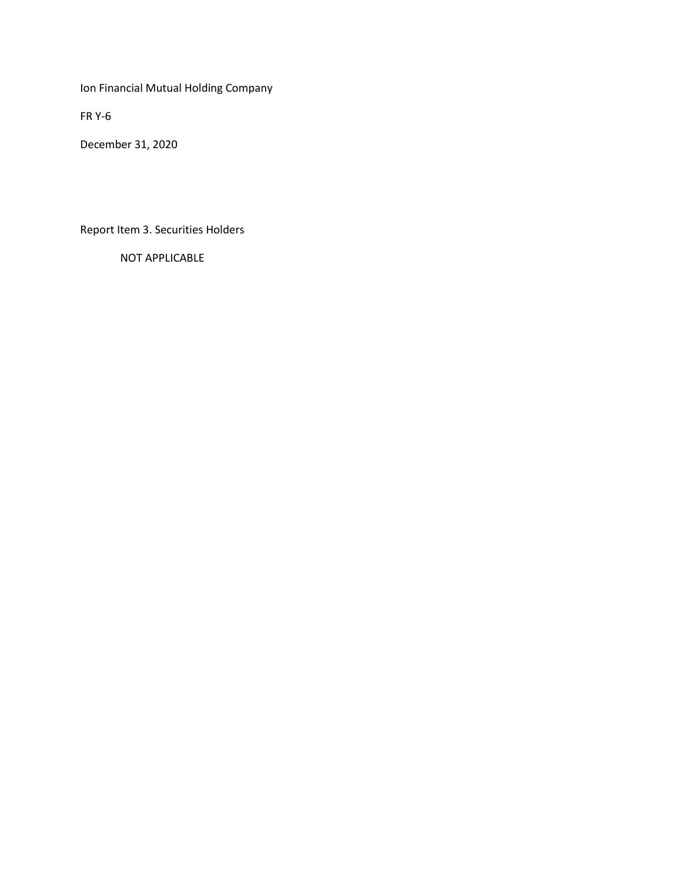Ion Financial Mutual Holding Company

FR Y-6

December 31, 2020

Report Item 3. Securities Holders

NOT APPLICABLE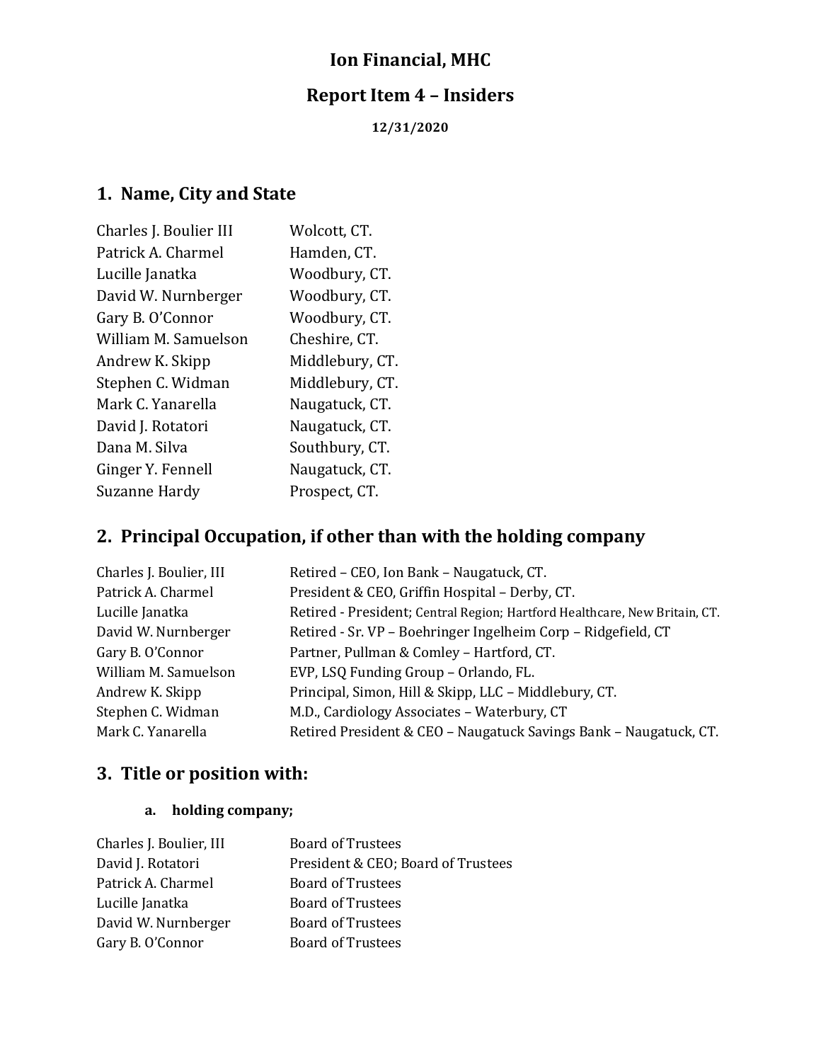# Ion Financial, MHC

## Report Item 4 – Insiders

**12/31/2020**

## 1. Name, City and State

| | |
|---|---|
| Charles J. Boulier III | Wolcott, CT. |
| Patrick A. Charmel | Hamden, CT. |
| Lucille Janatka | Woodbury, CT. |
| David W. Nurnberger | Woodbury, CT. |
| Gary B. O'Connor | Woodbury, CT. |
| William M. Samuelson | Cheshire, CT. |
| Andrew K. Skipp | Middlebury, CT. |
| Stephen C. Widman | Middlebury, CT. |
| Mark C. Yanarella | Naugatuck, CT. |
| David J. Rotatori | Naugatuck, CT. |
| Dana M. Silva | Southbury, CT. |
| Ginger Y. Fennell | Naugatuck, CT. |
| Suzanne Hardy | Prospect, CT. |

## 2. Principal Occupation, if other than with the holding company

| | |
|---|---|
| Charles J. Boulier, III | Retired – CEO, Ion Bank – Naugatuck, CT. |
| Patrick A. Charmel | President & CEO, Griffin Hospital – Derby, CT. |
| Lucille Janatka | Retired - President; Central Region; Hartford Healthcare, New Britain, CT. |
| David W. Nurnberger | Retired - Sr. VP – Boehringer Ingelheim Corp – Ridgefield, CT |
| Gary B. O'Connor | Partner, Pullman & Comley – Hartford, CT. |
| William M. Samuelson | EVP, LSQ Funding Group – Orlando, FL. |
| Andrew K. Skipp | Principal, Simon, Hill & Skipp, LLC – Middlebury, CT. |
| Stephen C. Widman | M.D., Cardiology Associates – Waterbury, CT |
| Mark C. Yanarella | Retired President & CEO – Naugatuck Savings Bank – Naugatuck, CT. |

## 3. Title or position with:

### a. holding company;

| | |
|---|---|
| Charles J. Boulier, III | Board of Trustees |
| David J. Rotatori | President & CEO; Board of Trustees |
| Patrick A. Charmel | Board of Trustees |
| Lucille Janatka | Board of Trustees |
| David W. Nurnberger | Board of Trustees |
| Gary B. O'Connor | Board of Trustees |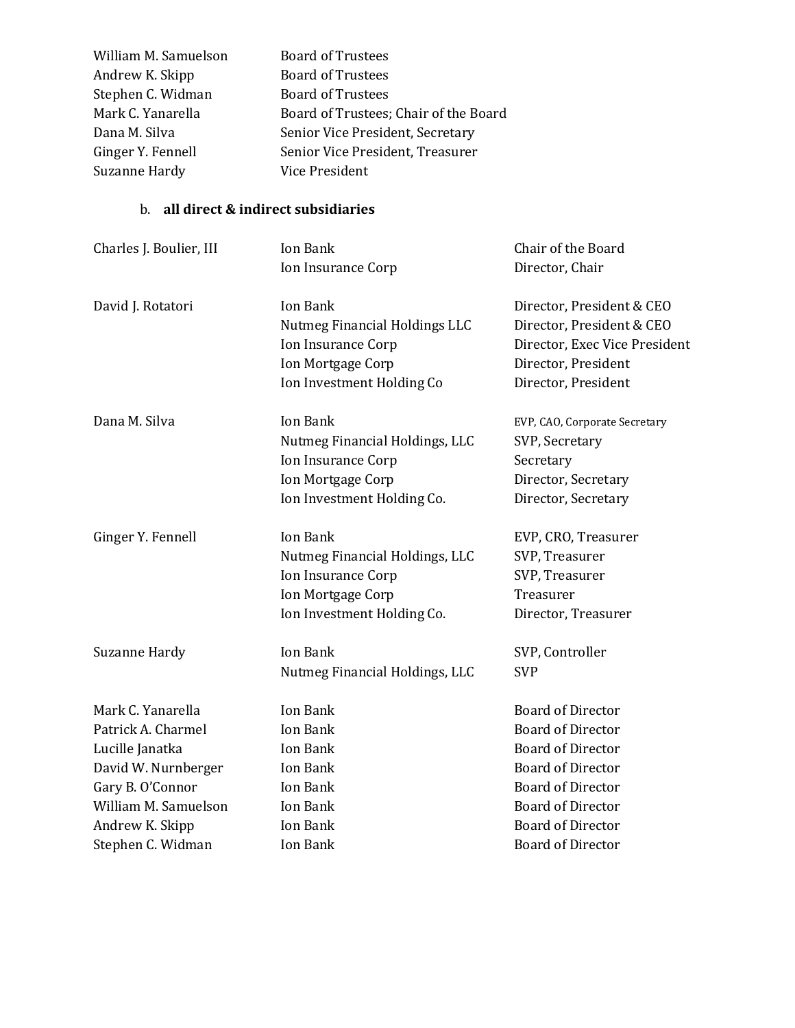| | |
|---|---|
| William M. Samuelson | Board of Trustees |
| Andrew K. Skipp | Board of Trustees |
| Stephen C. Widman | Board of Trustees |
| Mark C. Yanarella | Board of Trustees; Chair of the Board |
| Dana M. Silva | Senior Vice President, Secretary |
| Ginger Y. Fennell | Senior Vice President, Treasurer |
| Suzanne Hardy | Vice President |

b. **all direct & indirect subsidiaries**

| | | |
|---|---|---|
| Charles J. Boulier, III | Ion Bank | Chair of the Board |
| | Ion Insurance Corp | Director, Chair |
| David J. Rotatori | Ion Bank | Director, President & CEO |
| | Nutmeg Financial Holdings LLC | Director, President & CEO |
| | Ion Insurance Corp | Director, Exec Vice President |
| | Ion Mortgage Corp | Director, President |
| | Ion Investment Holding Co | Director, President |
| Dana M. Silva | Ion Bank | EVP, CAO, Corporate Secretary |
| | Nutmeg Financial Holdings, LLC | SVP, Secretary |
| | Ion Insurance Corp | Secretary |
| | Ion Mortgage Corp | Director, Secretary |
| | Ion Investment Holding Co. | Director, Secretary |
| Ginger Y. Fennell | Ion Bank | EVP, CRO, Treasurer |
| | Nutmeg Financial Holdings, LLC | SVP, Treasurer |
| | Ion Insurance Corp | SVP, Treasurer |
| | Ion Mortgage Corp | Treasurer |
| | Ion Investment Holding Co. | Director, Treasurer |
| Suzanne Hardy | Ion Bank | SVP, Controller |
| | Nutmeg Financial Holdings, LLC | SVP |
| Mark C. Yanarella | Ion Bank | Board of Director |
| Patrick A. Charmel | Ion Bank | Board of Director |
| Lucille Janatka | Ion Bank | Board of Director |
| David W. Nurnberger | Ion Bank | Board of Director |
| Gary B. O'Connor | Ion Bank | Board of Director |
| William M. Samuelson | Ion Bank | Board of Director |
| Andrew K. Skipp | Ion Bank | Board of Director |
| Stephen C. Widman | Ion Bank | Board of Director |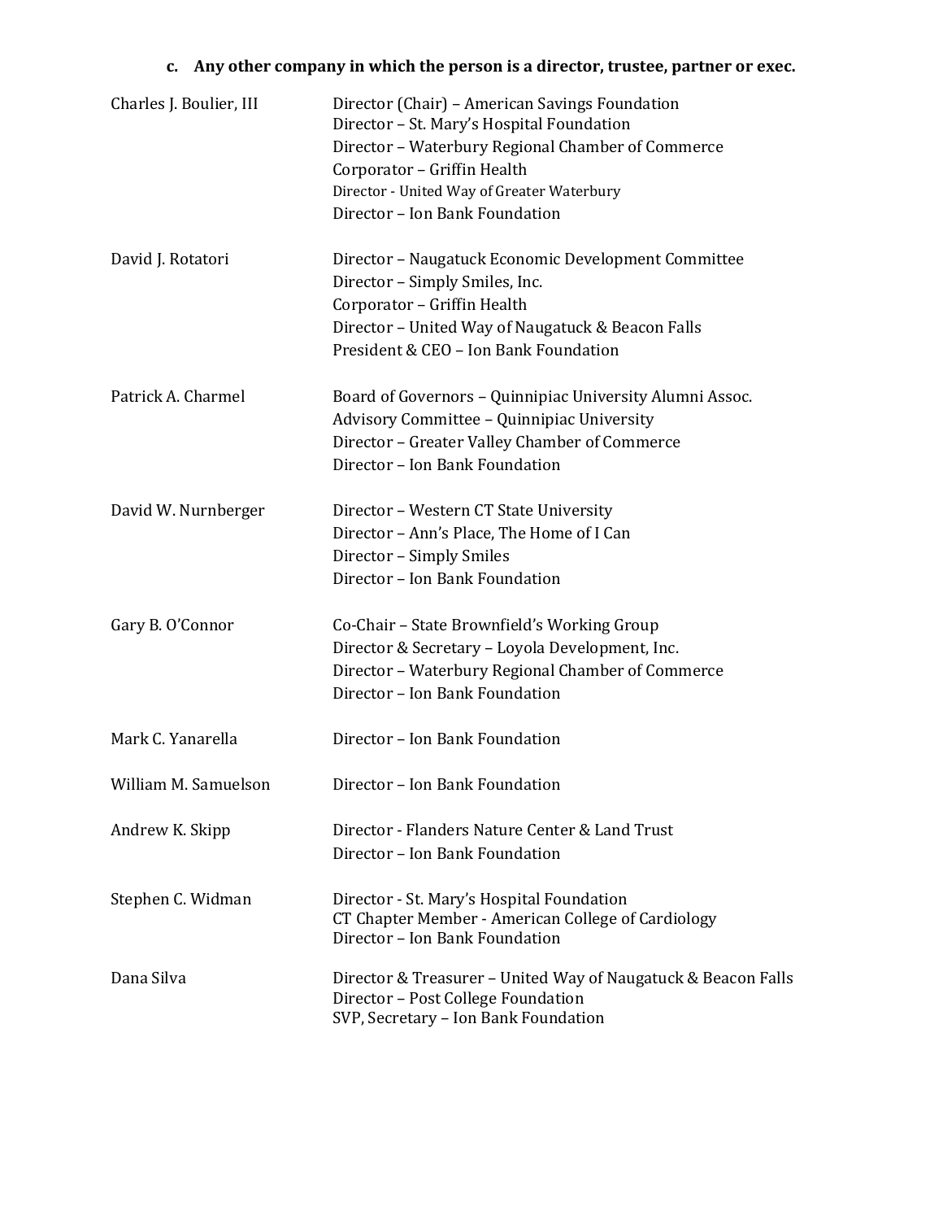### c. Any other company in which the person is a director, trustee, partner or exec.

| Name | Positions |
|---|---|
| Charles J. Boulier, III | Director (Chair) – American Savings Foundation<br>Director – St. Mary's Hospital Foundation<br>Director – Waterbury Regional Chamber of Commerce<br>Corporator – Griffin Health<br>Director - United Way of Greater Waterbury<br>Director – Ion Bank Foundation |
| David J. Rotatori | Director – Naugatuck Economic Development Committee<br>Director – Simply Smiles, Inc.<br>Corporator – Griffin Health<br>Director – United Way of Naugatuck & Beacon Falls<br>President & CEO – Ion Bank Foundation |
| Patrick A. Charmel | Board of Governors – Quinnipiac University Alumni Assoc.<br>Advisory Committee – Quinnipiac University<br>Director – Greater Valley Chamber of Commerce<br>Director – Ion Bank Foundation |
| David W. Nurnberger | Director – Western CT State University<br>Director – Ann's Place, The Home of I Can<br>Director – Simply Smiles<br>Director – Ion Bank Foundation |
| Gary B. O'Connor | Co-Chair – State Brownfield's Working Group<br>Director & Secretary – Loyola Development, Inc.<br>Director – Waterbury Regional Chamber of Commerce<br>Director – Ion Bank Foundation |
| Mark C. Yanarella | Director – Ion Bank Foundation |
| William M. Samuelson | Director – Ion Bank Foundation |
| Andrew K. Skipp | Director - Flanders Nature Center & Land Trust<br>Director – Ion Bank Foundation |
| Stephen C. Widman | Director - St. Mary's Hospital Foundation<br>CT Chapter Member - American College of Cardiology<br>Director – Ion Bank Foundation |
| Dana Silva | Director & Treasurer – United Way of Naugatuck & Beacon Falls<br>Director – Post College Foundation<br>SVP, Secretary – Ion Bank Foundation |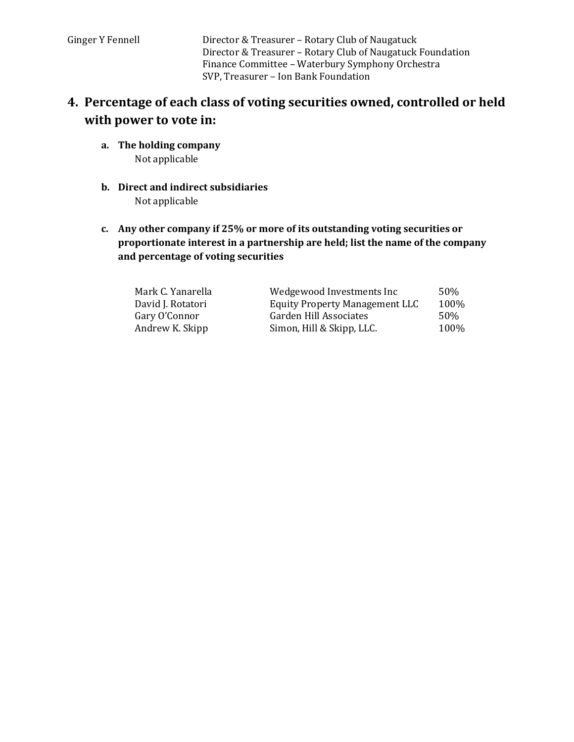| | |
|---|---|
| Ginger Y Fennell | Director & Treasurer – Rotary Club of Naugatuck<br>Director & Treasurer – Rotary Club of Naugatuck Foundation<br>Finance Committee – Waterbury Symphony Orchestra<br>SVP, Treasurer – Ion Bank Foundation |

## 4. Percentage of each class of voting securities owned, controlled or held with power to vote in:

**a. The holding company**

Not applicable

**b. Direct and indirect subsidiaries**

Not applicable

**c. Any other company if 25% or more of its outstanding voting securities or proportionate interest in a partnership are held; list the name of the company and percentage of voting securities**

| | | |
|---|---|---|
| Mark C. Yanarella | Wedgewood Investments Inc | 50% |
| David J. Rotatori | Equity Property Management LLC | 100% |
| Gary O'Connor | Garden Hill Associates | 50% |
| Andrew K. Skipp | Simon, Hill & Skipp, LLC. | 100% |